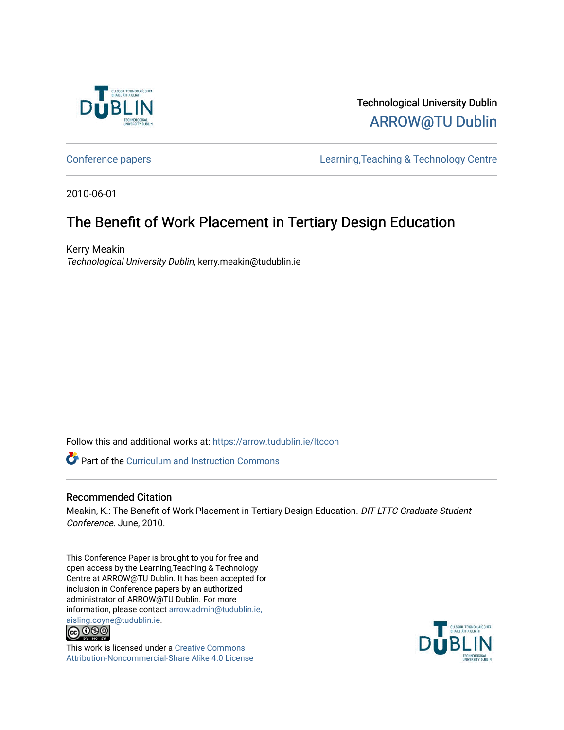Technological University Dublin

ARROW@TU Dublin

Conference papers

Learning,Teaching & Technology Centre

2010-06-01

# The Benefit of Work Placement in Tertiary Design Education

Kerry Meakin

*Technological University Dublin*, kerry.meakin@tudublin.ie

Follow this and additional works at: https://arrow.tudublin.ie/ltccon

Part of the Curriculum and Instruction Commons

## Recommended Citation

Meakin, K.: The Benefit of Work Placement in Tertiary Design Education. *DIT LTTC Graduate Student Conference*. June, 2010.

This Conference Paper is brought to you for free and open access by the Learning,Teaching & Technology Centre at ARROW@TU Dublin. It has been accepted for inclusion in Conference papers by an authorized administrator of ARROW@TU Dublin. For more information, please contact arrow.admin@tudublin.ie, aisling.coyne@tudublin.ie.

This work is licensed under a Creative Commons Attribution-Noncommercial-Share Alike 4.0 License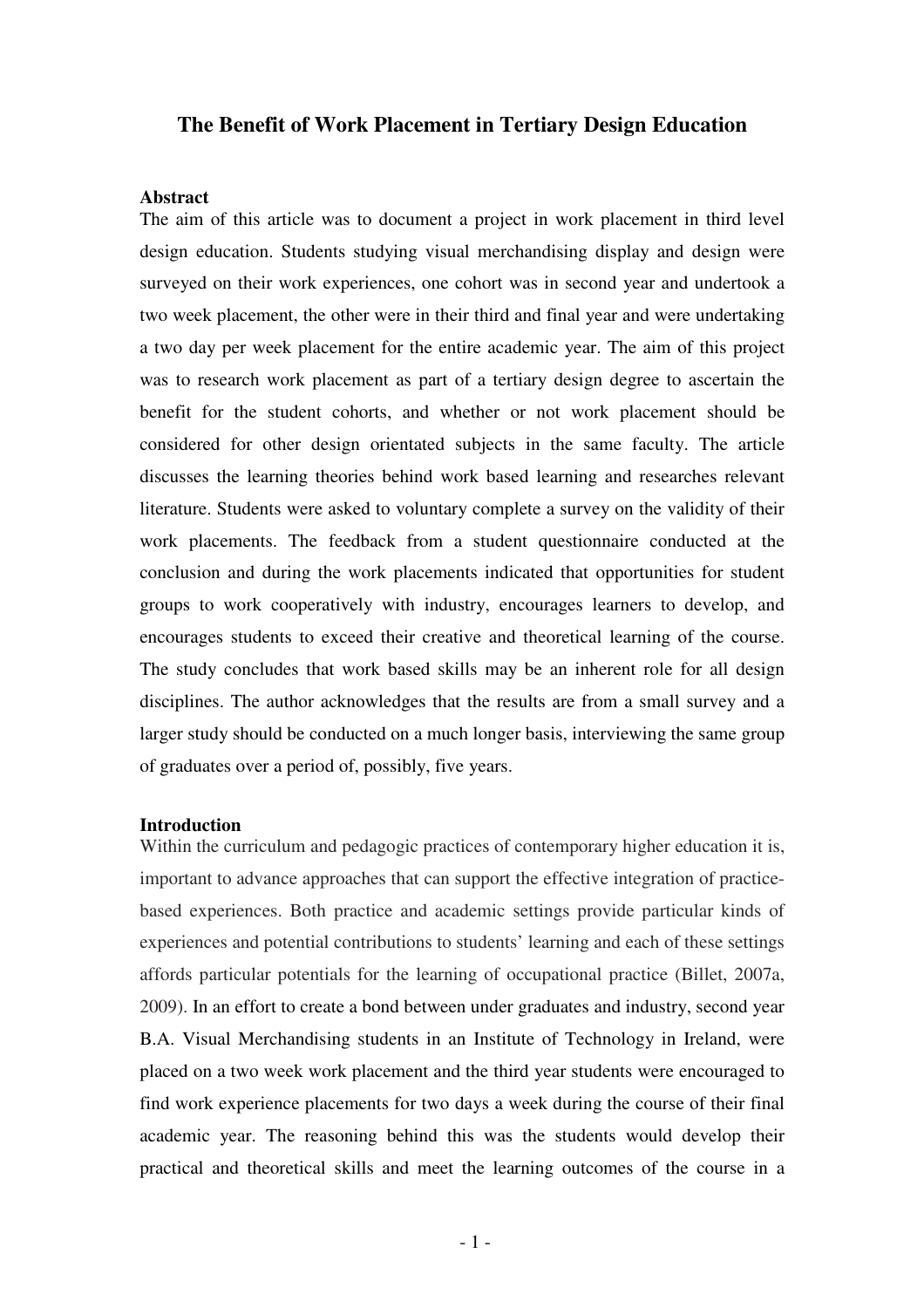# The Benefit of Work Placement in Tertiary Design Education

## Abstract

The aim of this article was to document a project in work placement in third level design education. Students studying visual merchandising display and design were surveyed on their work experiences, one cohort was in second year and undertook a two week placement, the other were in their third and final year and were undertaking a two day per week placement for the entire academic year. The aim of this project was to research work placement as part of a tertiary design degree to ascertain the benefit for the student cohorts, and whether or not work placement should be considered for other design orientated subjects in the same faculty. The article discusses the learning theories behind work based learning and researches relevant literature. Students were asked to voluntary complete a survey on the validity of their work placements. The feedback from a student questionnaire conducted at the conclusion and during the work placements indicated that opportunities for student groups to work cooperatively with industry, encourages learners to develop, and encourages students to exceed their creative and theoretical learning of the course. The study concludes that work based skills may be an inherent role for all design disciplines. The author acknowledges that the results are from a small survey and a larger study should be conducted on a much longer basis, interviewing the same group of graduates over a period of, possibly, five years.

## Introduction

Within the curriculum and pedagogic practices of contemporary higher education it is, important to advance approaches that can support the effective integration of practice-based experiences. Both practice and academic settings provide particular kinds of experiences and potential contributions to students' learning and each of these settings affords particular potentials for the learning of occupational practice (Billet, 2007a, 2009). In an effort to create a bond between under graduates and industry, second year B.A. Visual Merchandising students in an Institute of Technology in Ireland, were placed on a two week work placement and the third year students were encouraged to find work experience placements for two days a week during the course of their final academic year. The reasoning behind this was the students would develop their practical and theoretical skills and meet the learning outcomes of the course in a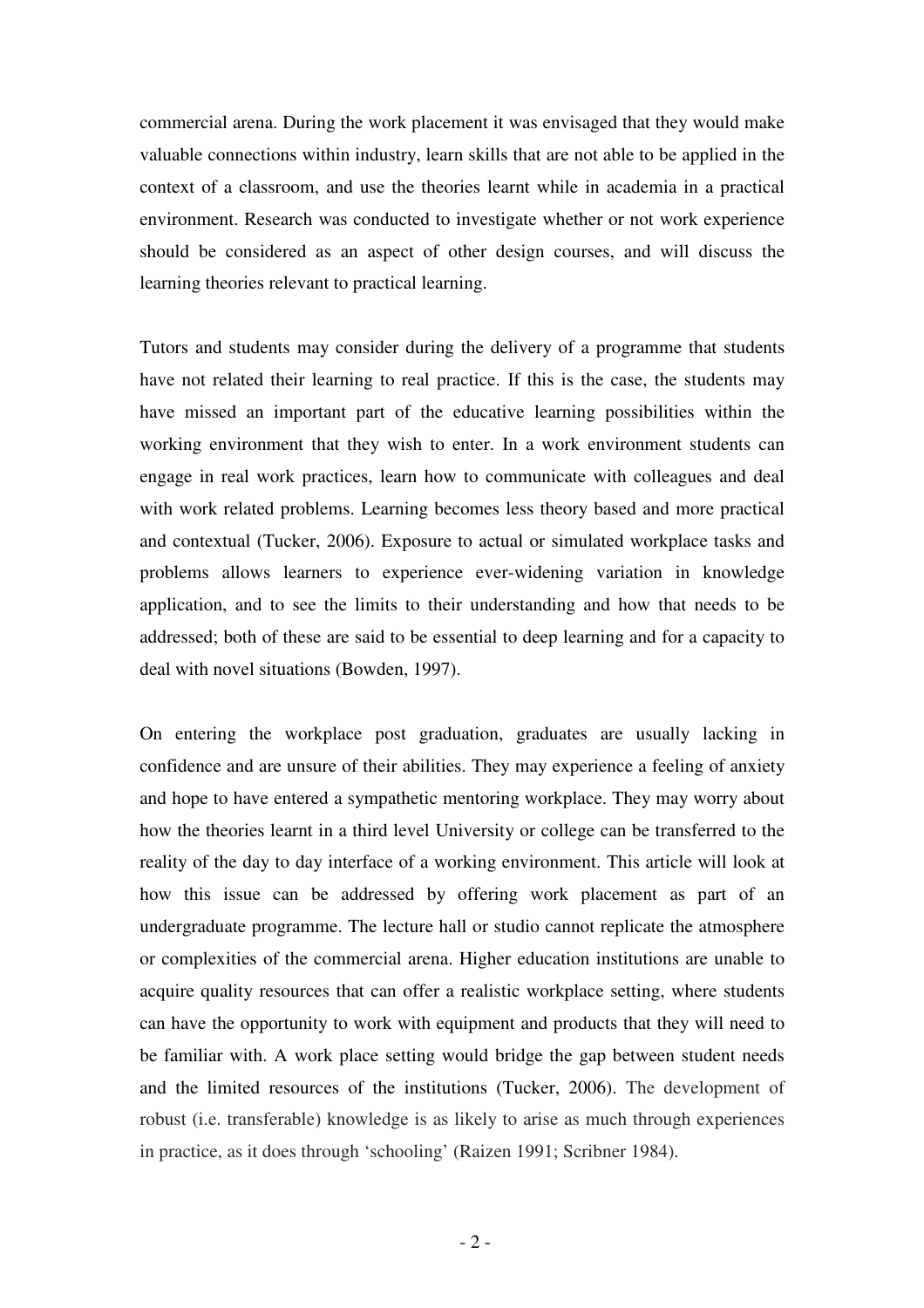commercial arena. During the work placement it was envisaged that they would make valuable connections within industry, learn skills that are not able to be applied in the context of a classroom, and use the theories learnt while in academia in a practical environment. Research was conducted to investigate whether or not work experience should be considered as an aspect of other design courses, and will discuss the learning theories relevant to practical learning.

Tutors and students may consider during the delivery of a programme that students have not related their learning to real practice. If this is the case, the students may have missed an important part of the educative learning possibilities within the working environment that they wish to enter. In a work environment students can engage in real work practices, learn how to communicate with colleagues and deal with work related problems. Learning becomes less theory based and more practical and contextual (Tucker, 2006). Exposure to actual or simulated workplace tasks and problems allows learners to experience ever-widening variation in knowledge application, and to see the limits to their understanding and how that needs to be addressed; both of these are said to be essential to deep learning and for a capacity to deal with novel situations (Bowden, 1997).

On entering the workplace post graduation, graduates are usually lacking in confidence and are unsure of their abilities. They may experience a feeling of anxiety and hope to have entered a sympathetic mentoring workplace. They may worry about how the theories learnt in a third level University or college can be transferred to the reality of the day to day interface of a working environment. This article will look at how this issue can be addressed by offering work placement as part of an undergraduate programme. The lecture hall or studio cannot replicate the atmosphere or complexities of the commercial arena. Higher education institutions are unable to acquire quality resources that can offer a realistic workplace setting, where students can have the opportunity to work with equipment and products that they will need to be familiar with. A work place setting would bridge the gap between student needs and the limited resources of the institutions (Tucker, 2006). The development of robust (i.e. transferable) knowledge is as likely to arise as much through experiences in practice, as it does through 'schooling' (Raizen 1991; Scribner 1984).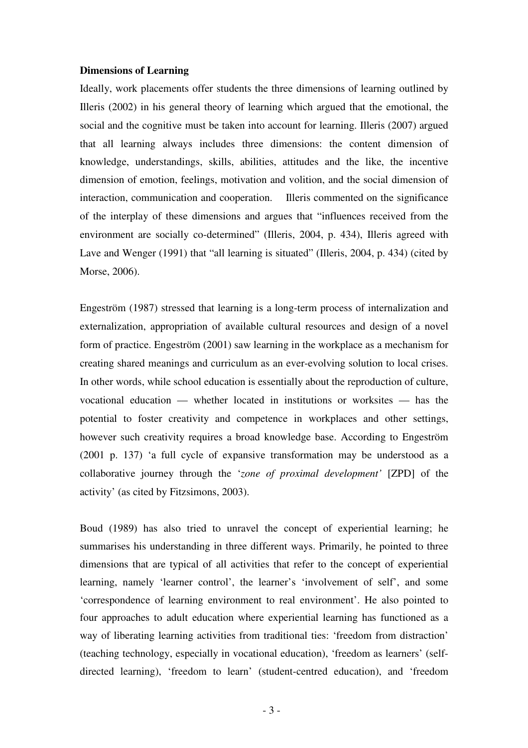**Dimensions of Learning**

Ideally, work placements offer students the three dimensions of learning outlined by Illeris (2002) in his general theory of learning which argued that the emotional, the social and the cognitive must be taken into account for learning. Illeris (2007) argued that all learning always includes three dimensions: the content dimension of knowledge, understandings, skills, abilities, attitudes and the like, the incentive dimension of emotion, feelings, motivation and volition, and the social dimension of interaction, communication and cooperation. Illeris commented on the significance of the interplay of these dimensions and argues that "influences received from the environment are socially co-determined" (Illeris, 2004, p. 434), Illeris agreed with Lave and Wenger (1991) that "all learning is situated" (Illeris, 2004, p. 434) (cited by Morse, 2006).

Engeström (1987) stressed that learning is a long-term process of internalization and externalization, appropriation of available cultural resources and design of a novel form of practice. Engeström (2001) saw learning in the workplace as a mechanism for creating shared meanings and curriculum as an ever-evolving solution to local crises. In other words, while school education is essentially about the reproduction of culture, vocational education — whether located in institutions or worksites — has the potential to foster creativity and competence in workplaces and other settings, however such creativity requires a broad knowledge base. According to Engeström (2001 p. 137) 'a full cycle of expansive transformation may be understood as a collaborative journey through the '*zone of proximal development'* [ZPD] of the activity' (as cited by Fitzsimons, 2003).

Boud (1989) has also tried to unravel the concept of experiential learning; he summarises his understanding in three different ways. Primarily, he pointed to three dimensions that are typical of all activities that refer to the concept of experiential learning, namely 'learner control', the learner's 'involvement of self', and some 'correspondence of learning environment to real environment'. He also pointed to four approaches to adult education where experiential learning has functioned as a way of liberating learning activities from traditional ties: 'freedom from distraction' (teaching technology, especially in vocational education), 'freedom as learners' (self-directed learning), 'freedom to learn' (student-centred education), and 'freedom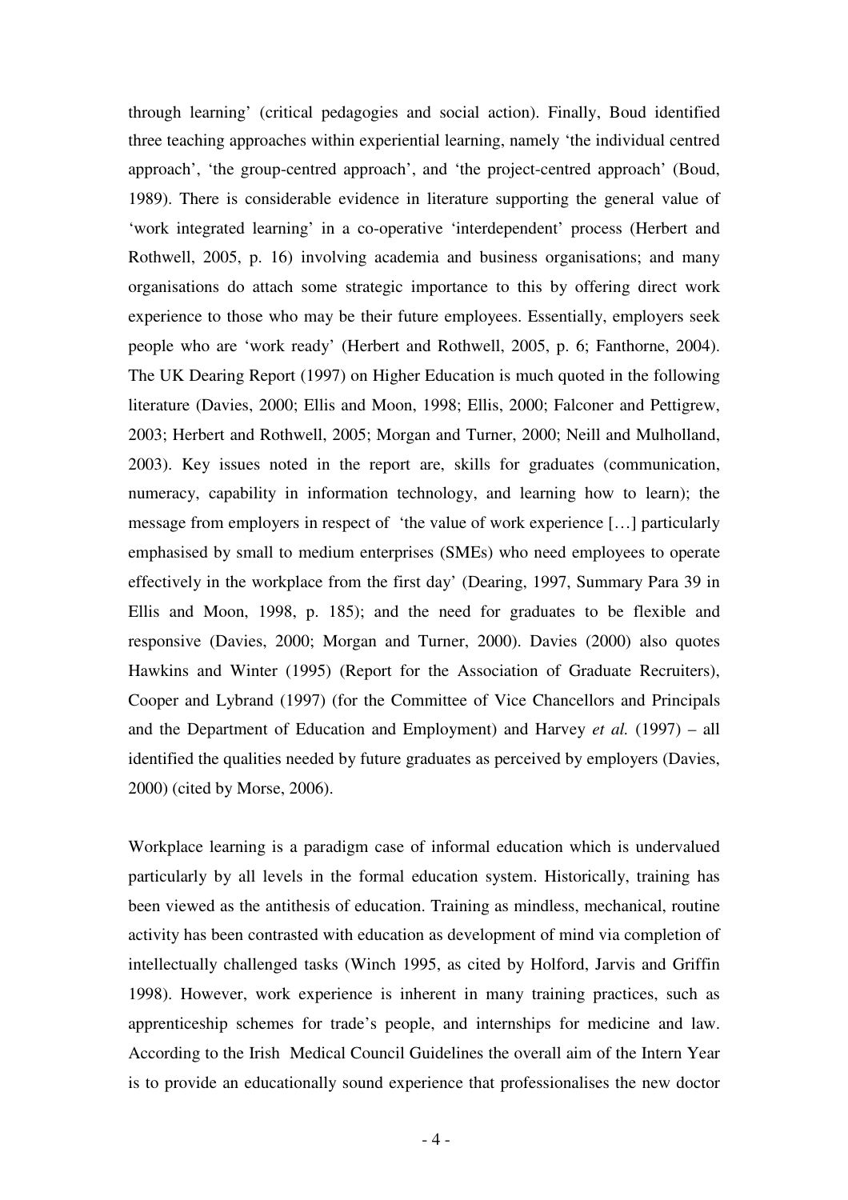through learning' (critical pedagogies and social action). Finally, Boud identified three teaching approaches within experiential learning, namely 'the individual centred approach', 'the group-centred approach', and 'the project-centred approach' (Boud, 1989). There is considerable evidence in literature supporting the general value of 'work integrated learning' in a co-operative 'interdependent' process (Herbert and Rothwell, 2005, p. 16) involving academia and business organisations; and many organisations do attach some strategic importance to this by offering direct work experience to those who may be their future employees. Essentially, employers seek people who are 'work ready' (Herbert and Rothwell, 2005, p. 6; Fanthorne, 2004). The UK Dearing Report (1997) on Higher Education is much quoted in the following literature (Davies, 2000; Ellis and Moon, 1998; Ellis, 2000; Falconer and Pettigrew, 2003; Herbert and Rothwell, 2005; Morgan and Turner, 2000; Neill and Mulholland, 2003). Key issues noted in the report are, skills for graduates (communication, numeracy, capability in information technology, and learning how to learn); the message from employers in respect of 'the value of work experience […] particularly emphasised by small to medium enterprises (SMEs) who need employees to operate effectively in the workplace from the first day' (Dearing, 1997, Summary Para 39 in Ellis and Moon, 1998, p. 185); and the need for graduates to be flexible and responsive (Davies, 2000; Morgan and Turner, 2000). Davies (2000) also quotes Hawkins and Winter (1995) (Report for the Association of Graduate Recruiters), Cooper and Lybrand (1997) (for the Committee of Vice Chancellors and Principals and the Department of Education and Employment) and Harvey *et al.* (1997) – all identified the qualities needed by future graduates as perceived by employers (Davies, 2000) (cited by Morse, 2006).

Workplace learning is a paradigm case of informal education which is undervalued particularly by all levels in the formal education system. Historically, training has been viewed as the antithesis of education. Training as mindless, mechanical, routine activity has been contrasted with education as development of mind via completion of intellectually challenged tasks (Winch 1995, as cited by Holford, Jarvis and Griffin 1998). However, work experience is inherent in many training practices, such as apprenticeship schemes for trade's people, and internships for medicine and law. According to the Irish Medical Council Guidelines the overall aim of the Intern Year is to provide an educationally sound experience that professionalises the new doctor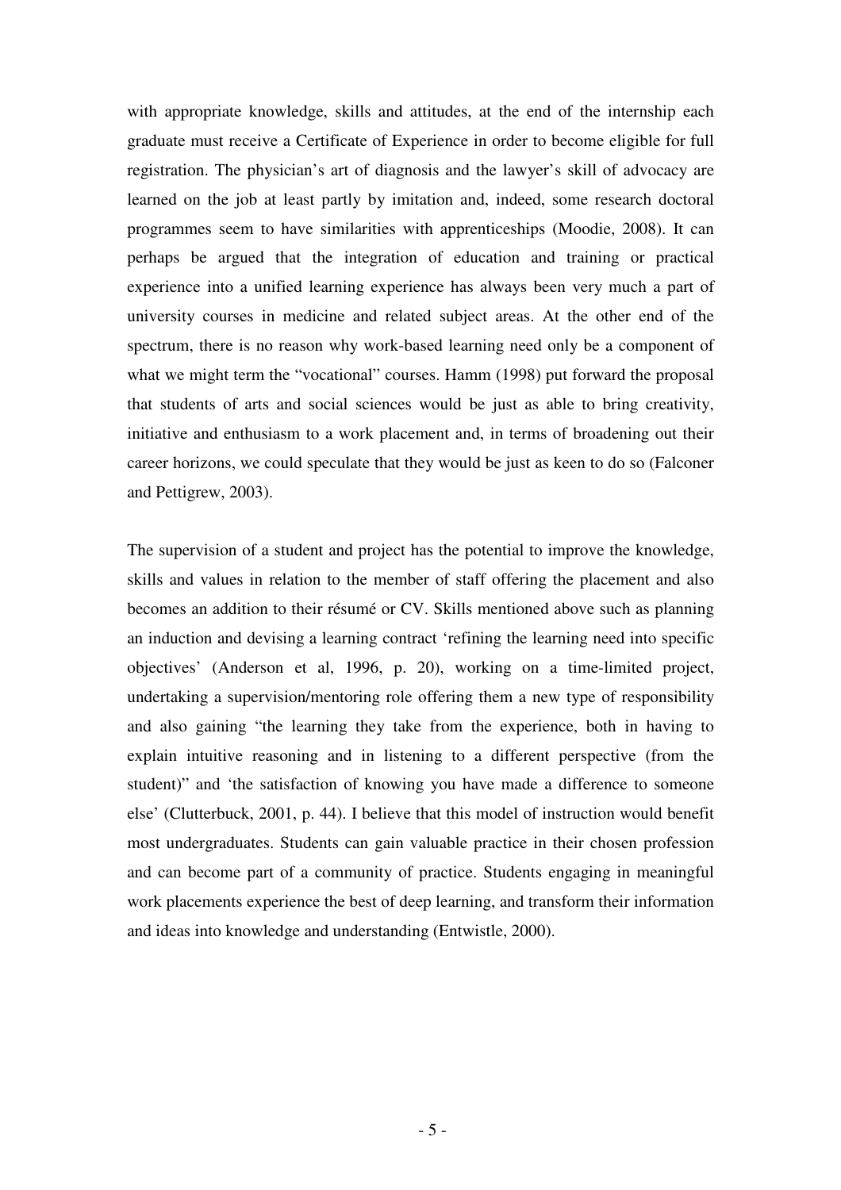with appropriate knowledge, skills and attitudes, at the end of the internship each graduate must receive a Certificate of Experience in order to become eligible for full registration. The physician's art of diagnosis and the lawyer's skill of advocacy are learned on the job at least partly by imitation and, indeed, some research doctoral programmes seem to have similarities with apprenticeships (Moodie, 2008). It can perhaps be argued that the integration of education and training or practical experience into a unified learning experience has always been very much a part of university courses in medicine and related subject areas. At the other end of the spectrum, there is no reason why work-based learning need only be a component of what we might term the "vocational" courses. Hamm (1998) put forward the proposal that students of arts and social sciences would be just as able to bring creativity, initiative and enthusiasm to a work placement and, in terms of broadening out their career horizons, we could speculate that they would be just as keen to do so (Falconer and Pettigrew, 2003).

The supervision of a student and project has the potential to improve the knowledge, skills and values in relation to the member of staff offering the placement and also becomes an addition to their résumé or CV. Skills mentioned above such as planning an induction and devising a learning contract 'refining the learning need into specific objectives' (Anderson et al, 1996, p. 20), working on a time-limited project, undertaking a supervision/mentoring role offering them a new type of responsibility and also gaining "the learning they take from the experience, both in having to explain intuitive reasoning and in listening to a different perspective (from the student)" and 'the satisfaction of knowing you have made a difference to someone else' (Clutterbuck, 2001, p. 44). I believe that this model of instruction would benefit most undergraduates. Students can gain valuable practice in their chosen profession and can become part of a community of practice. Students engaging in meaningful work placements experience the best of deep learning, and transform their information and ideas into knowledge and understanding (Entwistle, 2000).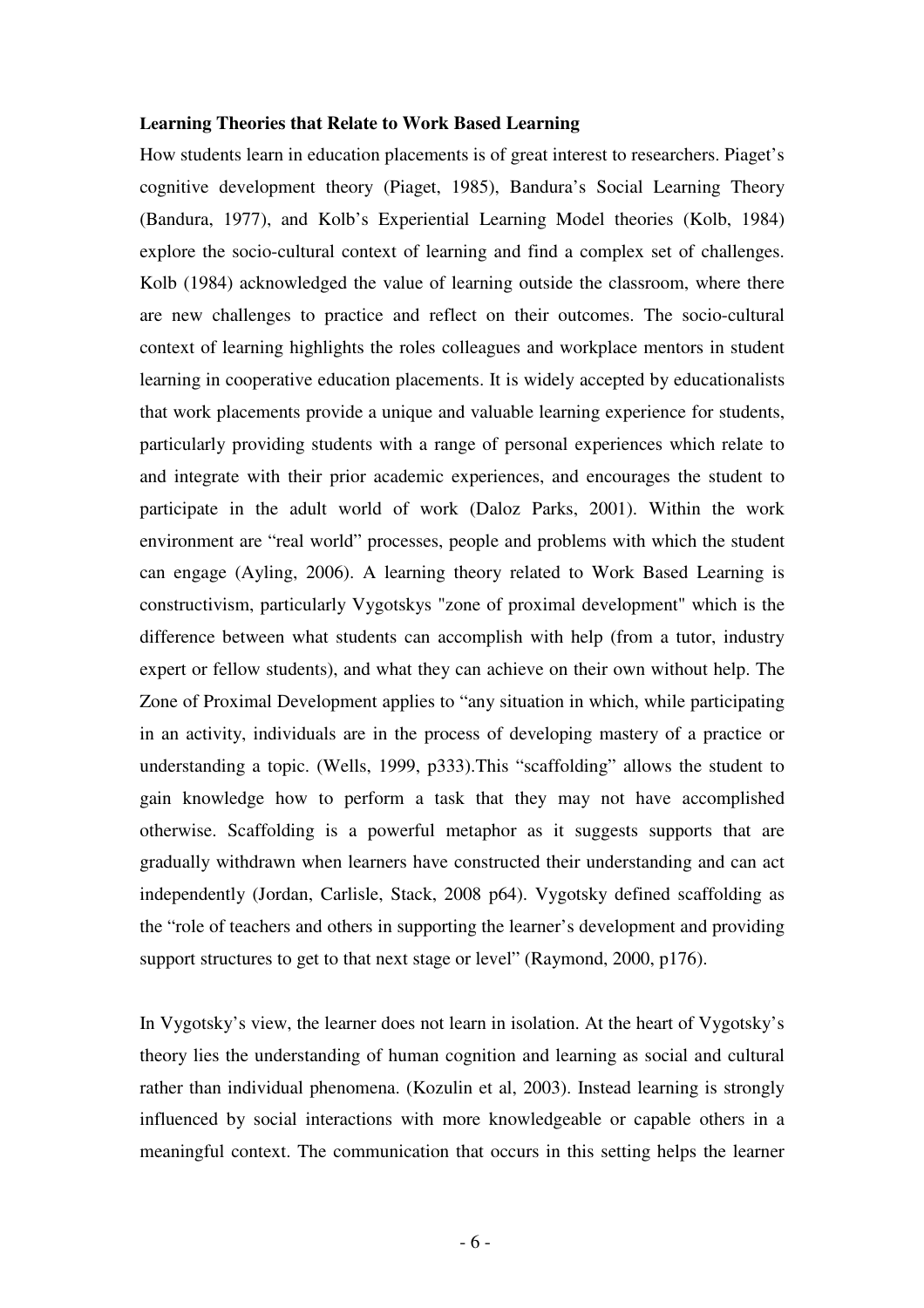**Learning Theories that Relate to Work Based Learning**

How students learn in education placements is of great interest to researchers. Piaget's cognitive development theory (Piaget, 1985), Bandura's Social Learning Theory (Bandura, 1977), and Kolb's Experiential Learning Model theories (Kolb, 1984) explore the socio-cultural context of learning and find a complex set of challenges. Kolb (1984) acknowledged the value of learning outside the classroom, where there are new challenges to practice and reflect on their outcomes. The socio-cultural context of learning highlights the roles colleagues and workplace mentors in student learning in cooperative education placements. It is widely accepted by educationalists that work placements provide a unique and valuable learning experience for students, particularly providing students with a range of personal experiences which relate to and integrate with their prior academic experiences, and encourages the student to participate in the adult world of work (Daloz Parks, 2001). Within the work environment are "real world" processes, people and problems with which the student can engage (Ayling, 2006). A learning theory related to Work Based Learning is constructivism, particularly Vygotskys "zone of proximal development" which is the difference between what students can accomplish with help (from a tutor, industry expert or fellow students), and what they can achieve on their own without help. The Zone of Proximal Development applies to "any situation in which, while participating in an activity, individuals are in the process of developing mastery of a practice or understanding a topic. (Wells, 1999, p333).This "scaffolding" allows the student to gain knowledge how to perform a task that they may not have accomplished otherwise. Scaffolding is a powerful metaphor as it suggests supports that are gradually withdrawn when learners have constructed their understanding and can act independently (Jordan, Carlisle, Stack, 2008 p64). Vygotsky defined scaffolding as the "role of teachers and others in supporting the learner's development and providing support structures to get to that next stage or level" (Raymond, 2000, p176).

In Vygotsky's view, the learner does not learn in isolation. At the heart of Vygotsky's theory lies the understanding of human cognition and learning as social and cultural rather than individual phenomena. (Kozulin et al, 2003). Instead learning is strongly influenced by social interactions with more knowledgeable or capable others in a meaningful context. The communication that occurs in this setting helps the learner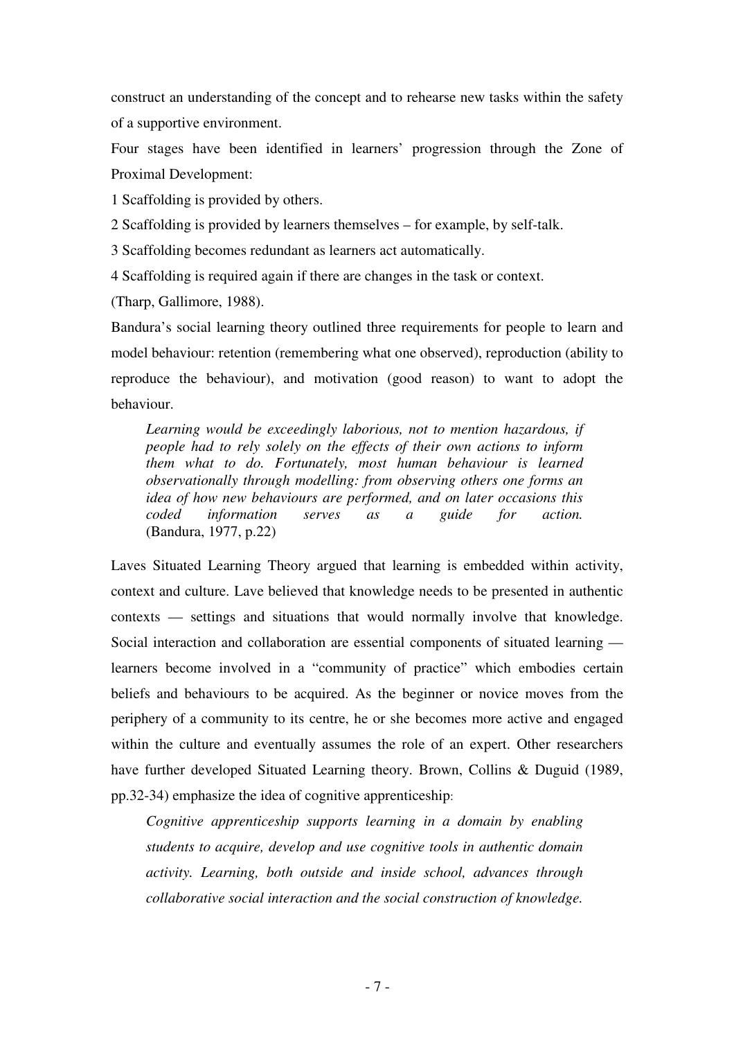construct an understanding of the concept and to rehearse new tasks within the safety of a supportive environment.

Four stages have been identified in learners' progression through the Zone of Proximal Development:

1 Scaffolding is provided by others.

2 Scaffolding is provided by learners themselves – for example, by self-talk.

3 Scaffolding becomes redundant as learners act automatically.

4 Scaffolding is required again if there are changes in the task or context.

(Tharp, Gallimore, 1988).

Bandura's social learning theory outlined three requirements for people to learn and model behaviour: retention (remembering what one observed), reproduction (ability to reproduce the behaviour), and motivation (good reason) to want to adopt the behaviour.

> *Learning would be exceedingly laborious, not to mention hazardous, if people had to rely solely on the effects of their own actions to inform them what to do. Fortunately, most human behaviour is learned observationally through modelling: from observing others one forms an idea of how new behaviours are performed, and on later occasions this coded information serves as a guide for action.* (Bandura, 1977, p.22)

Laves Situated Learning Theory argued that learning is embedded within activity, context and culture. Lave believed that knowledge needs to be presented in authentic contexts — settings and situations that would normally involve that knowledge. Social interaction and collaboration are essential components of situated learning — learners become involved in a "community of practice" which embodies certain beliefs and behaviours to be acquired. As the beginner or novice moves from the periphery of a community to its centre, he or she becomes more active and engaged within the culture and eventually assumes the role of an expert. Other researchers have further developed Situated Learning theory. Brown, Collins & Duguid (1989, pp.32-34) emphasize the idea of cognitive apprenticeship:

> *Cognitive apprenticeship supports learning in a domain by enabling students to acquire, develop and use cognitive tools in authentic domain activity. Learning, both outside and inside school, advances through collaborative social interaction and the social construction of knowledge.*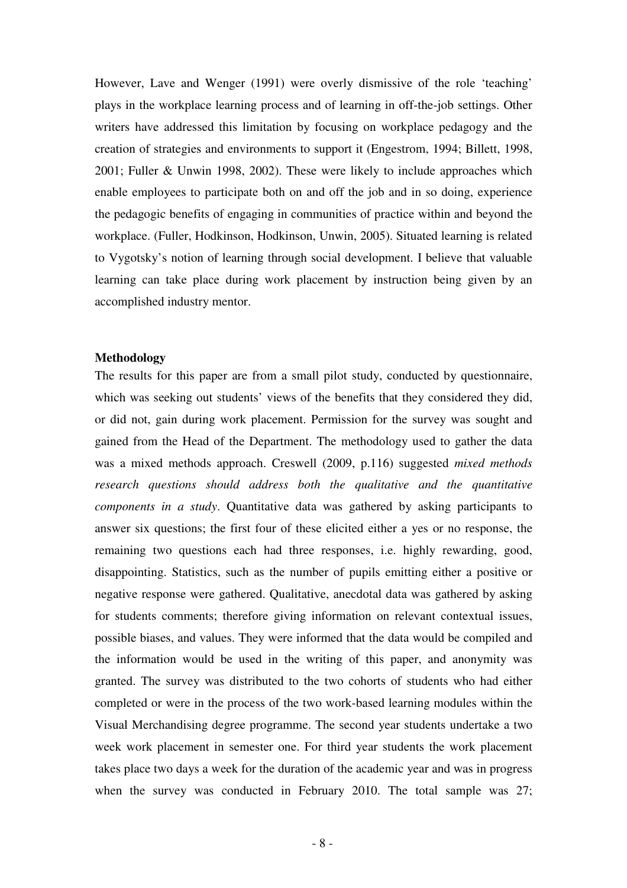However, Lave and Wenger (1991) were overly dismissive of the role 'teaching' plays in the workplace learning process and of learning in off-the-job settings. Other writers have addressed this limitation by focusing on workplace pedagogy and the creation of strategies and environments to support it (Engestrom, 1994; Billett, 1998, 2001; Fuller & Unwin 1998, 2002). These were likely to include approaches which enable employees to participate both on and off the job and in so doing, experience the pedagogic benefits of engaging in communities of practice within and beyond the workplace. (Fuller, Hodkinson, Hodkinson, Unwin, 2005). Situated learning is related to Vygotsky's notion of learning through social development. I believe that valuable learning can take place during work placement by instruction being given by an accomplished industry mentor.

**Methodology**

The results for this paper are from a small pilot study, conducted by questionnaire, which was seeking out students' views of the benefits that they considered they did, or did not, gain during work placement. Permission for the survey was sought and gained from the Head of the Department. The methodology used to gather the data was a mixed methods approach. Creswell (2009, p.116) suggested *mixed methods research questions should address both the qualitative and the quantitative components in a study*. Quantitative data was gathered by asking participants to answer six questions; the first four of these elicited either a yes or no response, the remaining two questions each had three responses, i.e. highly rewarding, good, disappointing. Statistics, such as the number of pupils emitting either a positive or negative response were gathered. Qualitative, anecdotal data was gathered by asking for students comments; therefore giving information on relevant contextual issues, possible biases, and values. They were informed that the data would be compiled and the information would be used in the writing of this paper, and anonymity was granted. The survey was distributed to the two cohorts of students who had either completed or were in the process of the two work-based learning modules within the Visual Merchandising degree programme. The second year students undertake a two week work placement in semester one. For third year students the work placement takes place two days a week for the duration of the academic year and was in progress when the survey was conducted in February 2010. The total sample was 27;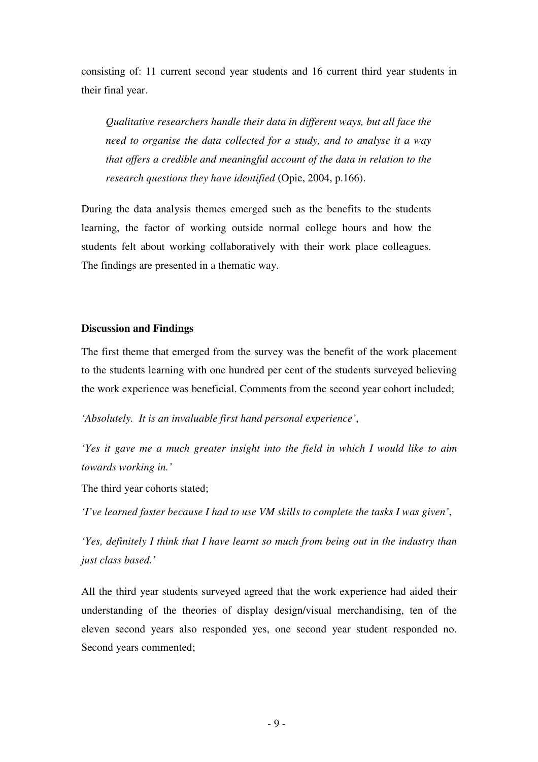consisting of: 11 current second year students and 16 current third year students in their final year.

> *Qualitative researchers handle their data in different ways, but all face the need to organise the data collected for a study, and to analyse it a way that offers a credible and meaningful account of the data in relation to the research questions they have identified* (Opie, 2004, p.166).

During the data analysis themes emerged such as the benefits to the students learning, the factor of working outside normal college hours and how the students felt about working collaboratively with their work place colleagues. The findings are presented in a thematic way.

**Discussion and Findings**

The first theme that emerged from the survey was the benefit of the work placement to the students learning with one hundred per cent of the students surveyed believing the work experience was beneficial. Comments from the second year cohort included;

*'Absolutely. It is an invaluable first hand personal experience'*,

*'Yes it gave me a much greater insight into the field in which I would like to aim towards working in.'*

The third year cohorts stated;

*'I've learned faster because I had to use VM skills to complete the tasks I was given'*,

*'Yes, definitely I think that I have learnt so much from being out in the industry than just class based.'*

All the third year students surveyed agreed that the work experience had aided their understanding of the theories of display design/visual merchandising, ten of the eleven second years also responded yes, one second year student responded no. Second years commented;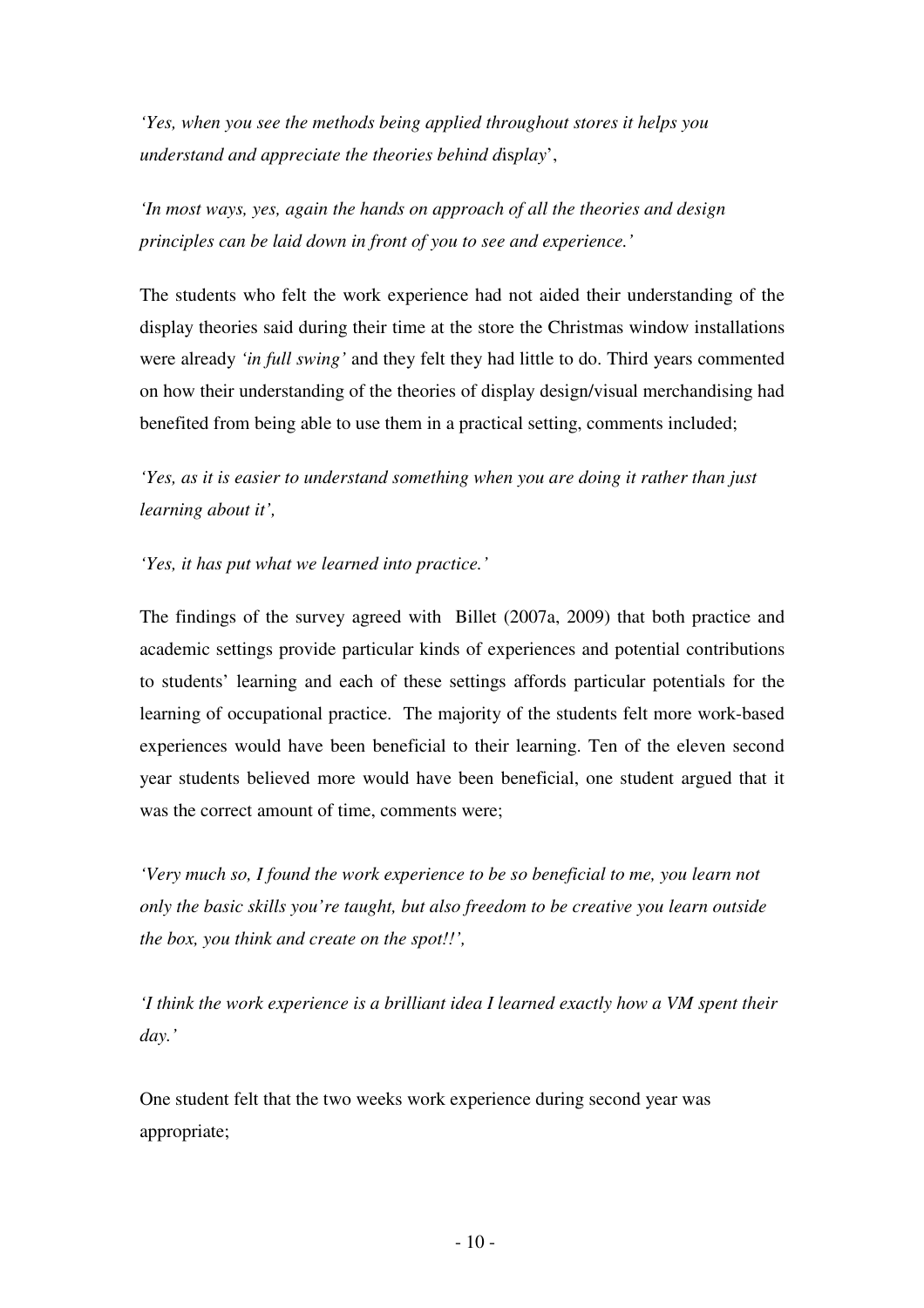*'Yes, when you see the methods being applied throughout stores it helps you understand and appreciate the theories behind display*',

*'In most ways, yes, again the hands on approach of all the theories and design principles can be laid down in front of you to see and experience.'*

The students who felt the work experience had not aided their understanding of the display theories said during their time at the store the Christmas window installations were already *'in full swing'* and they felt they had little to do. Third years commented on how their understanding of the theories of display design/visual merchandising had benefited from being able to use them in a practical setting, comments included;

*'Yes, as it is easier to understand something when you are doing it rather than just learning about it',*

*'Yes, it has put what we learned into practice.'*

The findings of the survey agreed with Billet (2007a, 2009) that both practice and academic settings provide particular kinds of experiences and potential contributions to students' learning and each of these settings affords particular potentials for the learning of occupational practice. The majority of the students felt more work-based experiences would have been beneficial to their learning. Ten of the eleven second year students believed more would have been beneficial, one student argued that it was the correct amount of time, comments were;

*'Very much so, I found the work experience to be so beneficial to me, you learn not only the basic skills you're taught, but also freedom to be creative you learn outside the box, you think and create on the spot!!',*

*'I think the work experience is a brilliant idea I learned exactly how a VM spent their day.'*

One student felt that the two weeks work experience during second year was appropriate;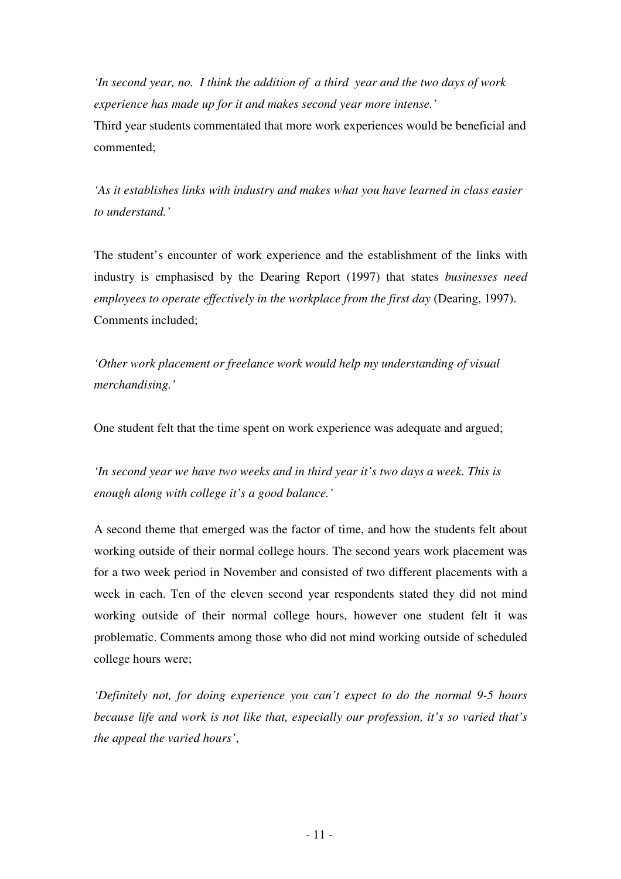*'In second year, no. I think the addition of a third year and the two days of work experience has made up for it and makes second year more intense.'*

Third year students commentated that more work experiences would be beneficial and commented;

*'As it establishes links with industry and makes what you have learned in class easier to understand.'*

The student's encounter of work experience and the establishment of the links with industry is emphasised by the Dearing Report (1997) that states *businesses need employees to operate effectively in the workplace from the first day* (Dearing, 1997). Comments included;

*'Other work placement or freelance work would help my understanding of visual merchandising.'*

One student felt that the time spent on work experience was adequate and argued;

*'In second year we have two weeks and in third year it's two days a week. This is enough along with college it's a good balance.'*

A second theme that emerged was the factor of time, and how the students felt about working outside of their normal college hours. The second years work placement was for a two week period in November and consisted of two different placements with a week in each. Ten of the eleven second year respondents stated they did not mind working outside of their normal college hours, however one student felt it was problematic. Comments among those who did not mind working outside of scheduled college hours were;

*'Definitely not, for doing experience you can't expect to do the normal 9-5 hours because life and work is not like that, especially our profession, it's so varied that's the appeal the varied hours'*,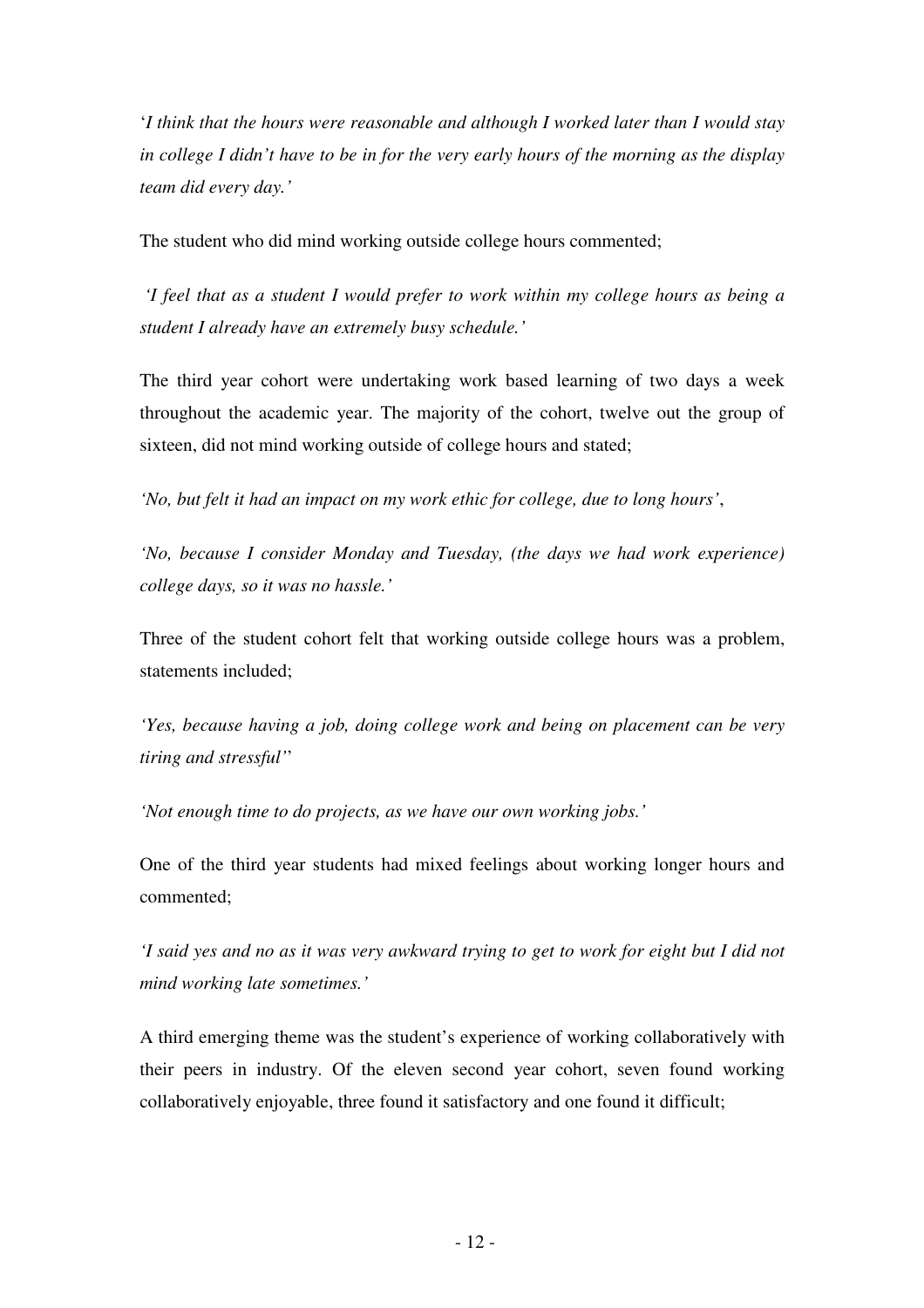*'I think that the hours were reasonable and although I worked later than I would stay in college I didn't have to be in for the very early hours of the morning as the display team did every day.'*

The student who did mind working outside college hours commented;

*'I feel that as a student I would prefer to work within my college hours as being a student I already have an extremely busy schedule.'*

The third year cohort were undertaking work based learning of two days a week throughout the academic year. The majority of the cohort, twelve out the group of sixteen, did not mind working outside of college hours and stated;

*'No, but felt it had an impact on my work ethic for college, due to long hours'*,

*'No, because I consider Monday and Tuesday, (the days we had work experience) college days, so it was no hassle.'*

Three of the student cohort felt that working outside college hours was a problem, statements included;

*'Yes, because having a job, doing college work and being on placement can be very tiring and stressful''*

*'Not enough time to do projects, as we have our own working jobs.'*

One of the third year students had mixed feelings about working longer hours and commented;

*'I said yes and no as it was very awkward trying to get to work for eight but I did not mind working late sometimes.'*

A third emerging theme was the student's experience of working collaboratively with their peers in industry. Of the eleven second year cohort, seven found working collaboratively enjoyable, three found it satisfactory and one found it difficult;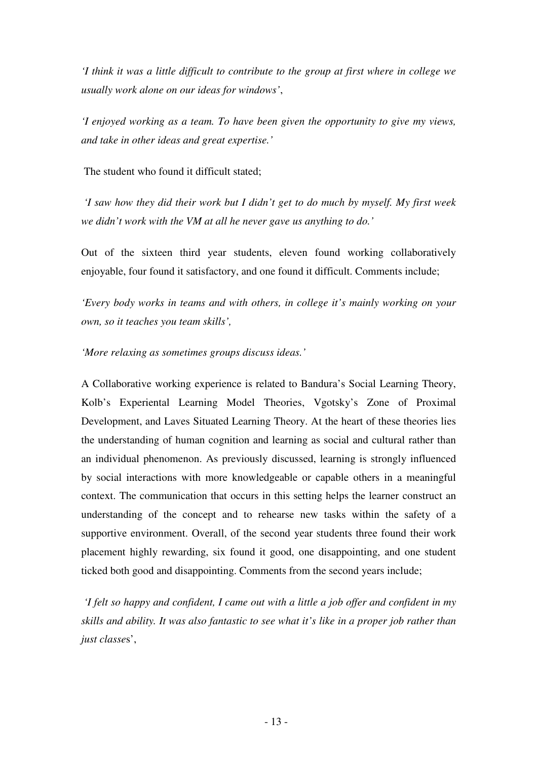*'I think it was a little difficult to contribute to the group at first where in college we usually work alone on our ideas for windows'*,

*'I enjoyed working as a team. To have been given the opportunity to give my views, and take in other ideas and great expertise.'*

The student who found it difficult stated;

*'I saw how they did their work but I didn't get to do much by myself. My first week we didn't work with the VM at all he never gave us anything to do.'*

Out of the sixteen third year students, eleven found working collaboratively enjoyable, four found it satisfactory, and one found it difficult. Comments include;

*'Every body works in teams and with others, in college it's mainly working on your own, so it teaches you team skills',*

*'More relaxing as sometimes groups discuss ideas.'*

A Collaborative working experience is related to Bandura's Social Learning Theory, Kolb's Experiental Learning Model Theories, Vgotsky's Zone of Proximal Development, and Laves Situated Learning Theory. At the heart of these theories lies the understanding of human cognition and learning as social and cultural rather than an individual phenomenon. As previously discussed, learning is strongly influenced by social interactions with more knowledgeable or capable others in a meaningful context. The communication that occurs in this setting helps the learner construct an understanding of the concept and to rehearse new tasks within the safety of a supportive environment. Overall, of the second year students three found their work placement highly rewarding, six found it good, one disappointing, and one student ticked both good and disappointing. Comments from the second years include;

*'I felt so happy and confident, I came out with a little a job offer and confident in my skills and ability. It was also fantastic to see what it's like in a proper job rather than just classes*',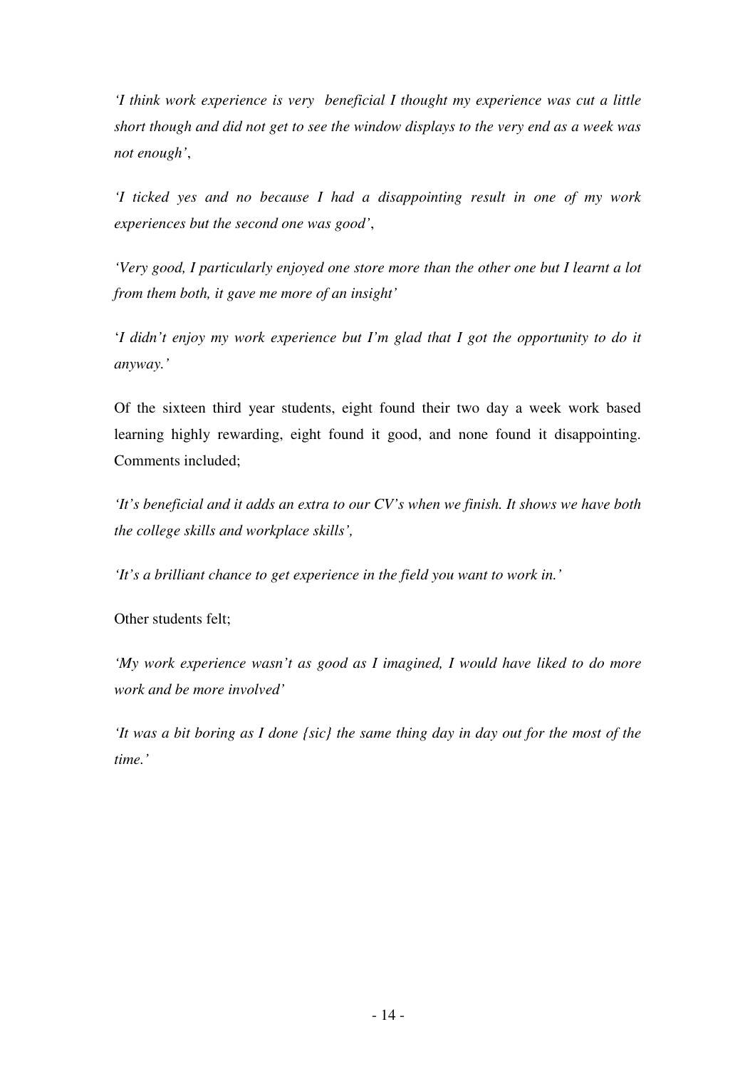*'I think work experience is very beneficial I thought my experience was cut a little short though and did not get to see the window displays to the very end as a week was not enough'*,

*'I ticked yes and no because I had a disappointing result in one of my work experiences but the second one was good'*,

*'Very good, I particularly enjoyed one store more than the other one but I learnt a lot from them both, it gave me more of an insight'*

'*I didn't enjoy my work experience but I'm glad that I got the opportunity to do it anyway.'*

Of the sixteen third year students, eight found their two day a week work based learning highly rewarding, eight found it good, and none found it disappointing. Comments included;

*'It's beneficial and it adds an extra to our CV's when we finish. It shows we have both the college skills and workplace skills',*

*'It's a brilliant chance to get experience in the field you want to work in.'*

Other students felt;

*'My work experience wasn't as good as I imagined, I would have liked to do more work and be more involved'*

*'It was a bit boring as I done {sic} the same thing day in day out for the most of the time.'*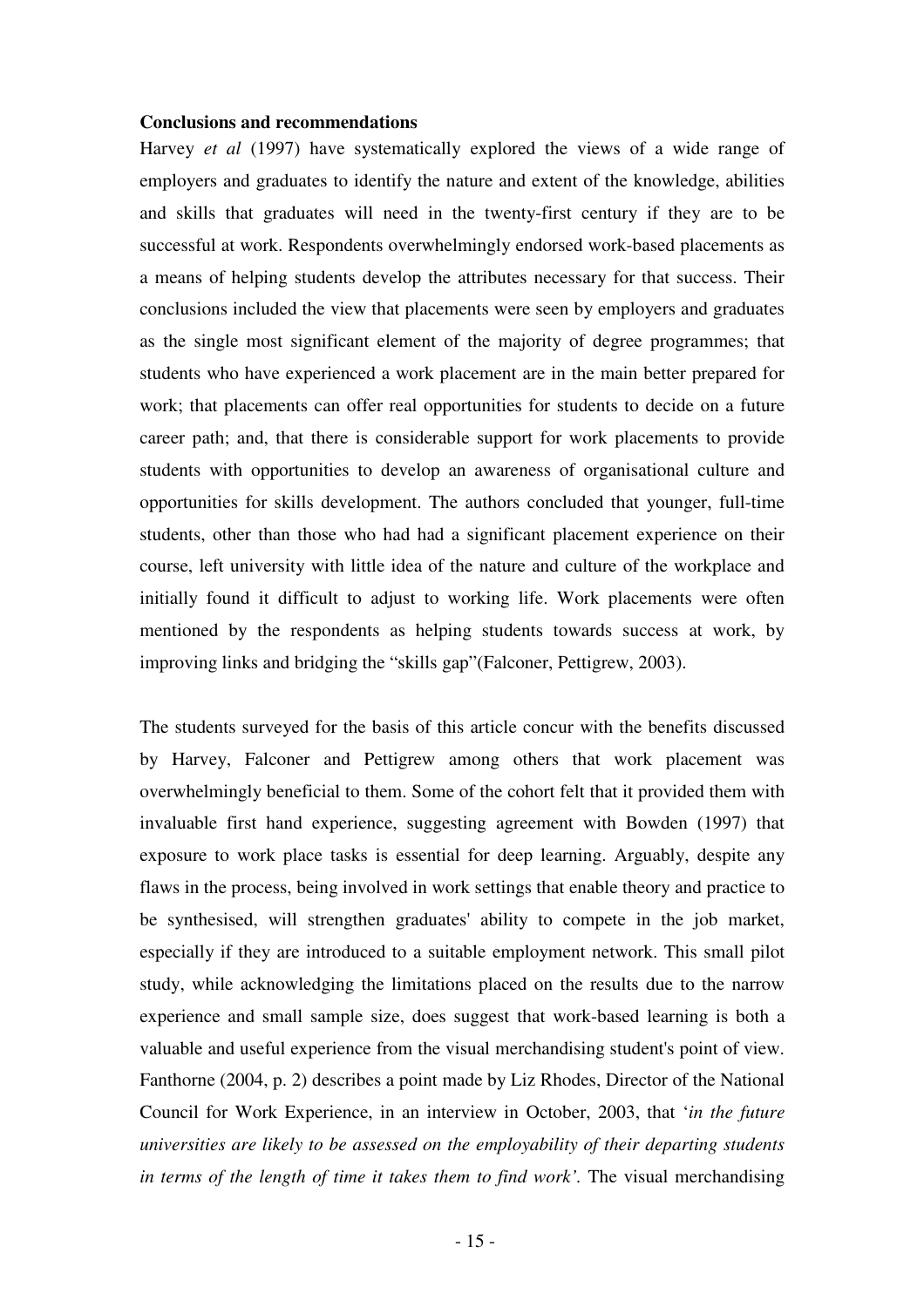**Conclusions and recommendations**

Harvey *et al* (1997) have systematically explored the views of a wide range of employers and graduates to identify the nature and extent of the knowledge, abilities and skills that graduates will need in the twenty-first century if they are to be successful at work. Respondents overwhelmingly endorsed work-based placements as a means of helping students develop the attributes necessary for that success. Their conclusions included the view that placements were seen by employers and graduates as the single most significant element of the majority of degree programmes; that students who have experienced a work placement are in the main better prepared for work; that placements can offer real opportunities for students to decide on a future career path; and, that there is considerable support for work placements to provide students with opportunities to develop an awareness of organisational culture and opportunities for skills development. The authors concluded that younger, full-time students, other than those who had had a significant placement experience on their course, left university with little idea of the nature and culture of the workplace and initially found it difficult to adjust to working life. Work placements were often mentioned by the respondents as helping students towards success at work, by improving links and bridging the "skills gap"(Falconer, Pettigrew, 2003).

The students surveyed for the basis of this article concur with the benefits discussed by Harvey, Falconer and Pettigrew among others that work placement was overwhelmingly beneficial to them. Some of the cohort felt that it provided them with invaluable first hand experience, suggesting agreement with Bowden (1997) that exposure to work place tasks is essential for deep learning. Arguably, despite any flaws in the process, being involved in work settings that enable theory and practice to be synthesised, will strengthen graduates' ability to compete in the job market, especially if they are introduced to a suitable employment network. This small pilot study, while acknowledging the limitations placed on the results due to the narrow experience and small sample size, does suggest that work-based learning is both a valuable and useful experience from the visual merchandising student's point of view. Fanthorne (2004, p. 2) describes a point made by Liz Rhodes, Director of the National Council for Work Experience, in an interview in October, 2003, that '*in the future universities are likely to be assessed on the employability of their departing students in terms of the length of time it takes them to find work'.* The visual merchandising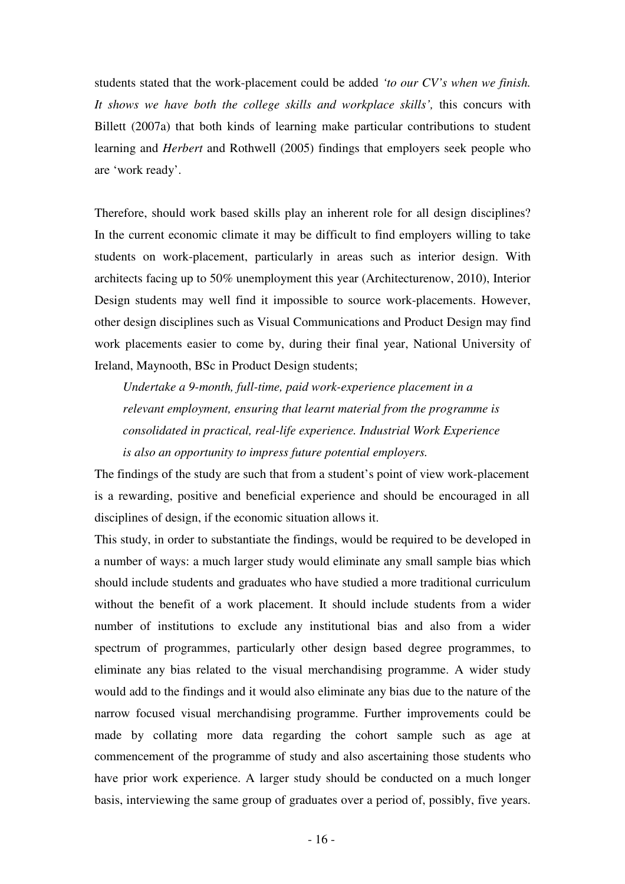students stated that the work-placement could be added *'to our CV's when we finish. It shows we have both the college skills and workplace skills',* this concurs with Billett (2007a) that both kinds of learning make particular contributions to student learning and *Herbert* and Rothwell (2005) findings that employers seek people who are 'work ready'.

Therefore, should work based skills play an inherent role for all design disciplines? In the current economic climate it may be difficult to find employers willing to take students on work-placement, particularly in areas such as interior design. With architects facing up to 50% unemployment this year (Architecturenow, 2010), Interior Design students may well find it impossible to source work-placements. However, other design disciplines such as Visual Communications and Product Design may find work placements easier to come by, during their final year, National University of Ireland, Maynooth, BSc in Product Design students;

> *Undertake a 9-month, full-time, paid work-experience placement in a relevant employment, ensuring that learnt material from the programme is consolidated in practical, real-life experience. Industrial Work Experience is also an opportunity to impress future potential employers.*

The findings of the study are such that from a student's point of view work-placement is a rewarding, positive and beneficial experience and should be encouraged in all disciplines of design, if the economic situation allows it.

This study, in order to substantiate the findings, would be required to be developed in a number of ways: a much larger study would eliminate any small sample bias which should include students and graduates who have studied a more traditional curriculum without the benefit of a work placement. It should include students from a wider number of institutions to exclude any institutional bias and also from a wider spectrum of programmes, particularly other design based degree programmes, to eliminate any bias related to the visual merchandising programme. A wider study would add to the findings and it would also eliminate any bias due to the nature of the narrow focused visual merchandising programme. Further improvements could be made by collating more data regarding the cohort sample such as age at commencement of the programme of study and also ascertaining those students who have prior work experience. A larger study should be conducted on a much longer basis, interviewing the same group of graduates over a period of, possibly, five years.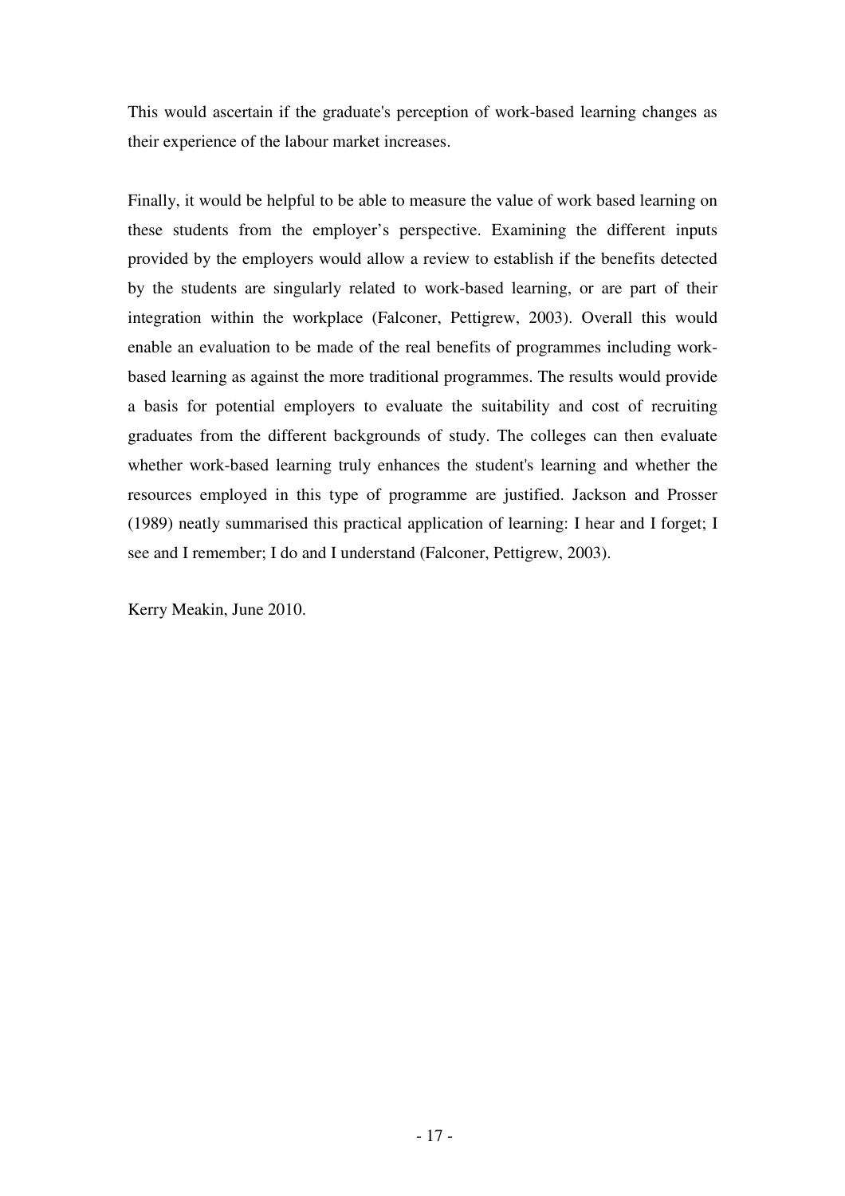This would ascertain if the graduate's perception of work-based learning changes as their experience of the labour market increases.

Finally, it would be helpful to be able to measure the value of work based learning on these students from the employer's perspective. Examining the different inputs provided by the employers would allow a review to establish if the benefits detected by the students are singularly related to work-based learning, or are part of their integration within the workplace (Falconer, Pettigrew, 2003). Overall this would enable an evaluation to be made of the real benefits of programmes including work-based learning as against the more traditional programmes. The results would provide a basis for potential employers to evaluate the suitability and cost of recruiting graduates from the different backgrounds of study. The colleges can then evaluate whether work-based learning truly enhances the student's learning and whether the resources employed in this type of programme are justified. Jackson and Prosser (1989) neatly summarised this practical application of learning: I hear and I forget; I see and I remember; I do and I understand (Falconer, Pettigrew, 2003).

Kerry Meakin, June 2010.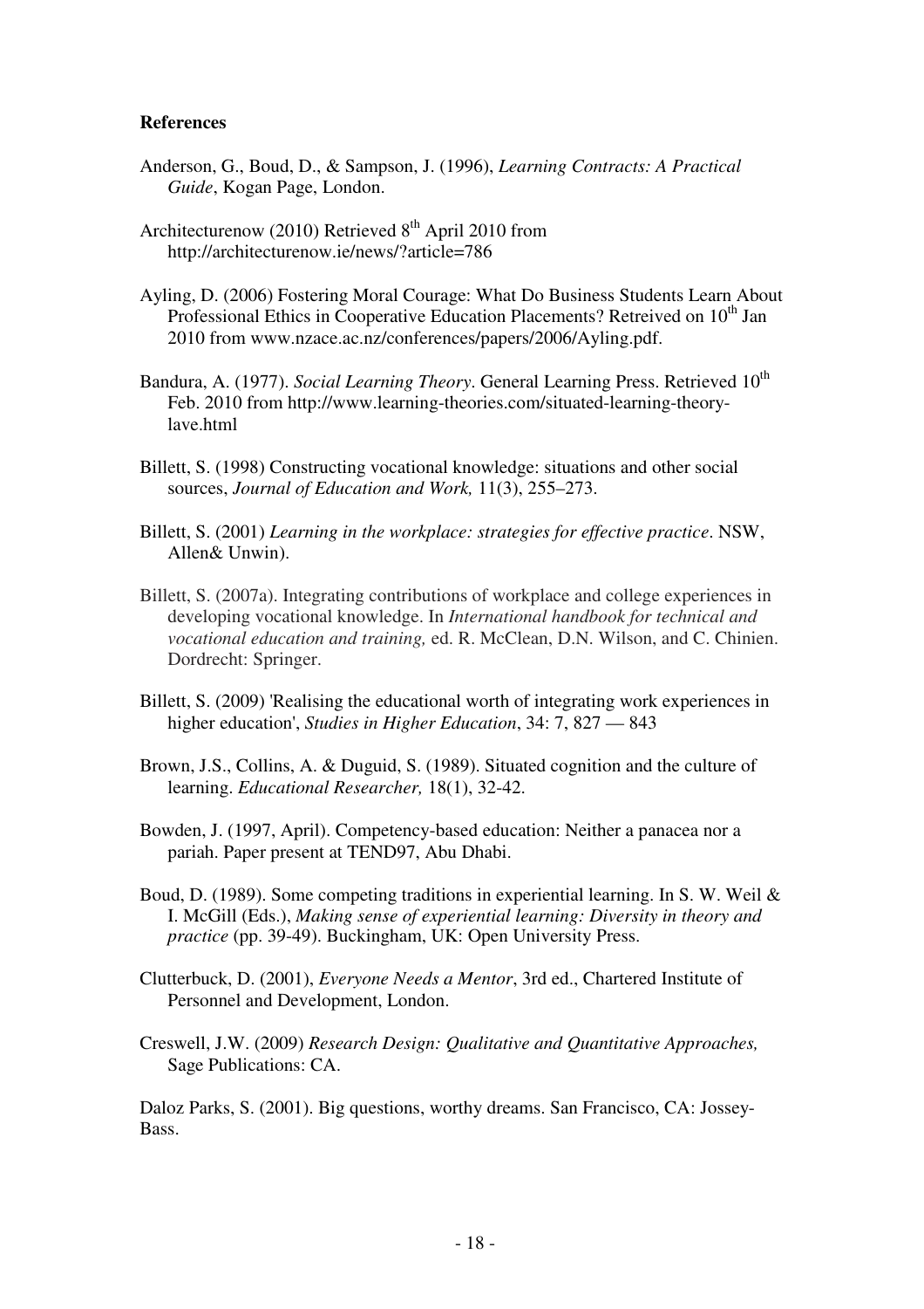**References**

Anderson, G., Boud, D., & Sampson, J. (1996), *Learning Contracts: A Practical Guide*, Kogan Page, London.

Architecturenow (2010) Retrieved 8th April 2010 from http://architecturenow.ie/news/?article=786

Ayling, D. (2006) Fostering Moral Courage: What Do Business Students Learn About Professional Ethics in Cooperative Education Placements? Retreived on 10th Jan 2010 from www.nzace.ac.nz/conferences/papers/2006/Ayling.pdf.

Bandura, A. (1977). *Social Learning Theory*. General Learning Press. Retrieved 10th Feb. 2010 from http://www.learning-theories.com/situated-learning-theory-lave.html

Billett, S. (1998) Constructing vocational knowledge: situations and other social sources, *Journal of Education and Work,* 11(3), 255–273.

Billett, S. (2001) *Learning in the workplace: strategies for effective practice*. NSW, Allen& Unwin).

Billett, S. (2007a). Integrating contributions of workplace and college experiences in developing vocational knowledge. In *International handbook for technical and vocational education and training,* ed. R. McClean, D.N. Wilson, and C. Chinien. Dordrecht: Springer.

Billett, S. (2009) 'Realising the educational worth of integrating work experiences in higher education', *Studies in Higher Education*, 34: 7, 827 — 843

Brown, J.S., Collins, A. & Duguid, S. (1989). Situated cognition and the culture of learning. *Educational Researcher,* 18(1), 32-42.

Bowden, J. (1997, April). Competency-based education: Neither a panacea nor a pariah. Paper present at TEND97, Abu Dhabi.

Boud, D. (1989). Some competing traditions in experiential learning. In S. W. Weil & I. McGill (Eds.), *Making sense of experiential learning: Diversity in theory and practice* (pp. 39-49). Buckingham, UK: Open University Press.

Clutterbuck, D. (2001), *Everyone Needs a Mentor*, 3rd ed., Chartered Institute of Personnel and Development, London.

Creswell, J.W. (2009) *Research Design: Qualitative and Quantitative Approaches,* Sage Publications: CA.

Daloz Parks, S. (2001). Big questions, worthy dreams. San Francisco, CA: Jossey-Bass.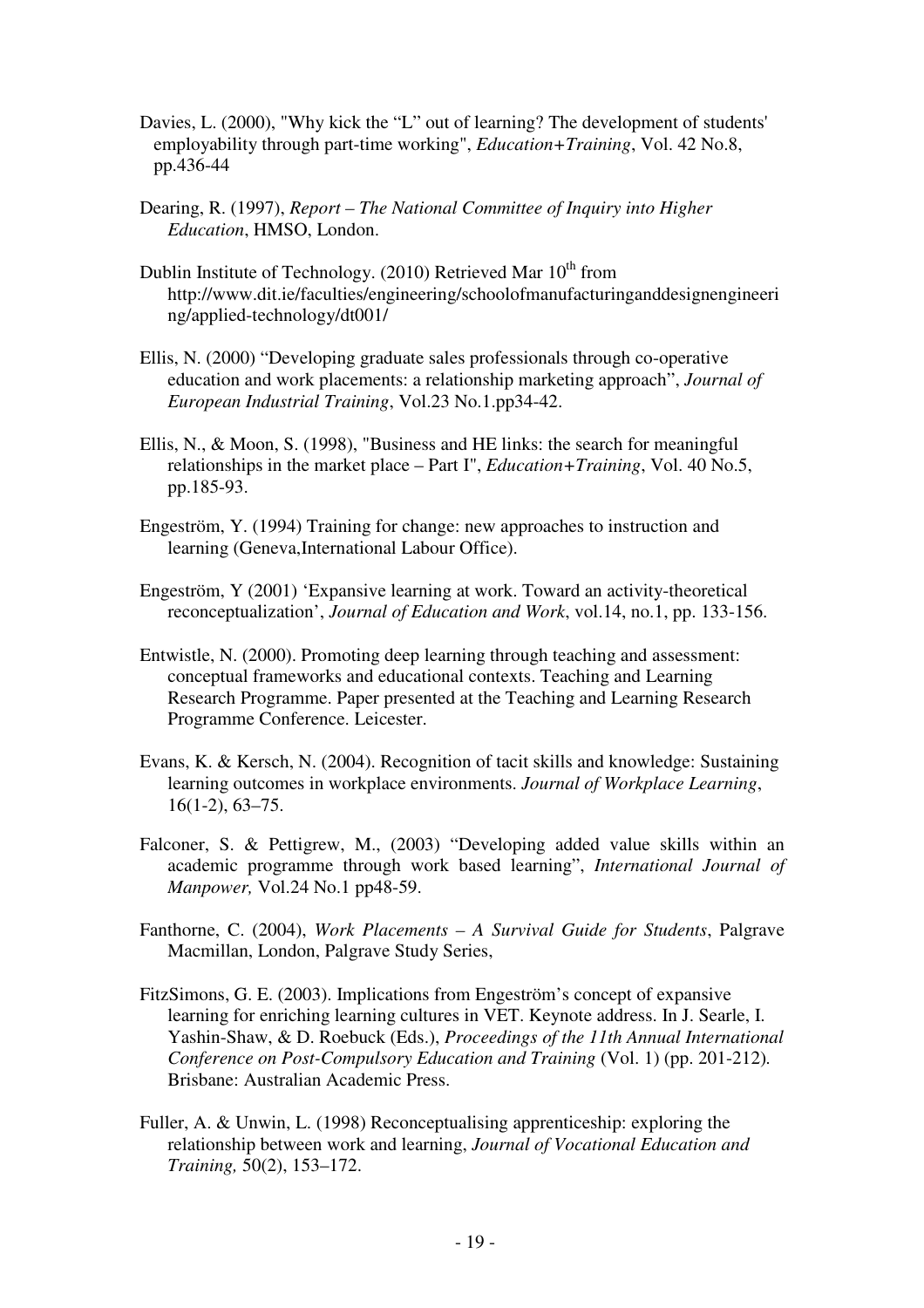Davies, L. (2000), "Why kick the "L" out of learning? The development of students' employability through part-time working", *Education+Training*, Vol. 42 No.8, pp.436-44

Dearing, R. (1997), *Report – The National Committee of Inquiry into Higher Education*, HMSO, London.

Dublin Institute of Technology. (2010) Retrieved Mar 10th from http://www.dit.ie/faculties/engineering/schoolofmanufacturinganddesignengineering/applied-technology/dt001/

Ellis, N. (2000) "Developing graduate sales professionals through co-operative education and work placements: a relationship marketing approach", *Journal of European Industrial Training*, Vol.23 No.1.pp34-42.

Ellis, N., & Moon, S. (1998), "Business and HE links: the search for meaningful relationships in the market place – Part I", *Education+Training*, Vol. 40 No.5, pp.185-93.

Engeström, Y. (1994) Training for change: new approaches to instruction and learning (Geneva,International Labour Office).

Engeström, Y (2001) 'Expansive learning at work. Toward an activity-theoretical reconceptualization', *Journal of Education and Work*, vol.14, no.1, pp. 133-156.

Entwistle, N. (2000). Promoting deep learning through teaching and assessment: conceptual frameworks and educational contexts. Teaching and Learning Research Programme. Paper presented at the Teaching and Learning Research Programme Conference. Leicester.

Evans, K. & Kersch, N. (2004). Recognition of tacit skills and knowledge: Sustaining learning outcomes in workplace environments. *Journal of Workplace Learning*, 16(1-2), 63–75.

Falconer, S. & Pettigrew, M., (2003) "Developing added value skills within an academic programme through work based learning", *International Journal of Manpower,* Vol.24 No.1 pp48-59.

Fanthorne, C. (2004), *Work Placements – A Survival Guide for Students*, Palgrave Macmillan, London, Palgrave Study Series,

FitzSimons, G. E. (2003). Implications from Engeström's concept of expansive learning for enriching learning cultures in VET. Keynote address. In J. Searle, I. Yashin-Shaw, & D. Roebuck (Eds.), *Proceedings of the 11th Annual International Conference on Post-Compulsory Education and Training* (Vol. 1) (pp. 201-212). Brisbane: Australian Academic Press.

Fuller, A. & Unwin, L. (1998) Reconceptualising apprenticeship: exploring the relationship between work and learning, *Journal of Vocational Education and Training,* 50(2), 153–172.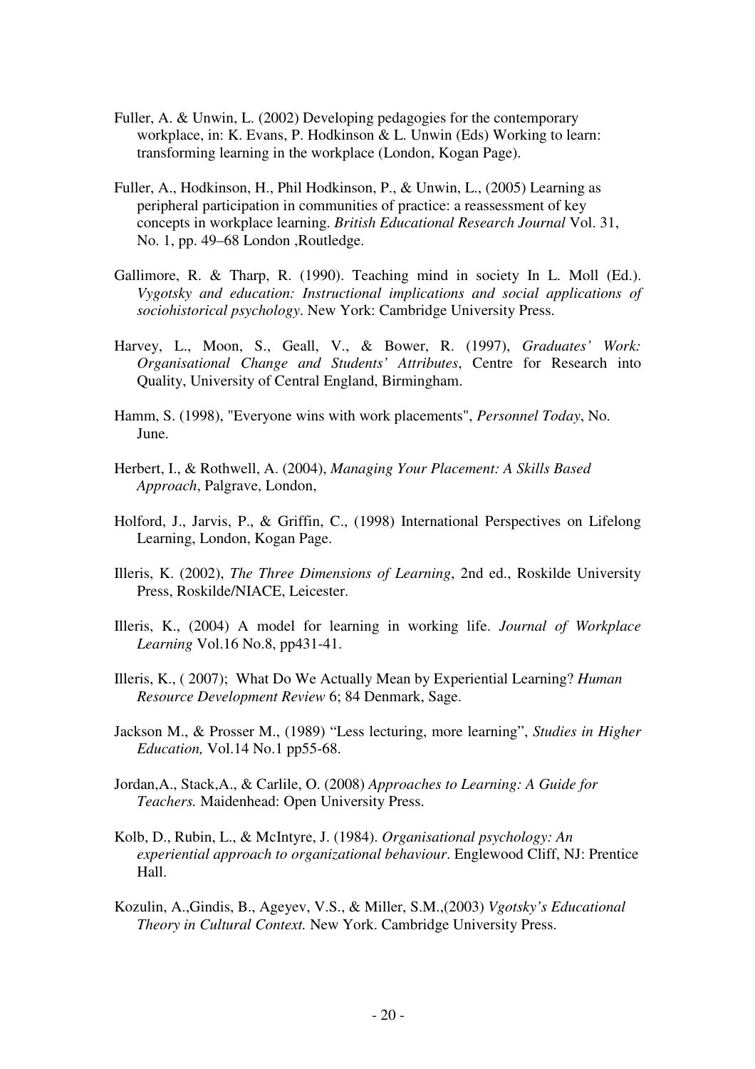Fuller, A. & Unwin, L. (2002) Developing pedagogies for the contemporary workplace, in: K. Evans, P. Hodkinson & L. Unwin (Eds) Working to learn: transforming learning in the workplace (London, Kogan Page).

Fuller, A., Hodkinson, H., Phil Hodkinson, P., & Unwin, L., (2005) Learning as peripheral participation in communities of practice: a reassessment of key concepts in workplace learning. *British Educational Research Journal* Vol. 31, No. 1, pp. 49–68 London ,Routledge.

Gallimore, R. & Tharp, R. (1990). Teaching mind in society In L. Moll (Ed.). *Vygotsky and education: Instructional implications and social applications of sociohistorical psychology*. New York: Cambridge University Press.

Harvey, L., Moon, S., Geall, V., & Bower, R. (1997), *Graduates' Work: Organisational Change and Students' Attributes*, Centre for Research into Quality, University of Central England, Birmingham.

Hamm, S. (1998), "Everyone wins with work placements", *Personnel Today*, No. June.

Herbert, I., & Rothwell, A. (2004), *Managing Your Placement: A Skills Based Approach*, Palgrave, London,

Holford, J., Jarvis, P., & Griffin, C., (1998) International Perspectives on Lifelong Learning, London, Kogan Page.

Illeris, K. (2002), *The Three Dimensions of Learning*, 2nd ed., Roskilde University Press, Roskilde/NIACE, Leicester.

Illeris, K., (2004) A model for learning in working life. *Journal of Workplace Learning* Vol.16 No.8, pp431-41.

Illeris, K., ( 2007); What Do We Actually Mean by Experiential Learning? *Human Resource Development Review* 6; 84 Denmark, Sage.

Jackson M., & Prosser M., (1989) "Less lecturing, more learning", *Studies in Higher Education,* Vol.14 No.1 pp55-68.

Jordan,A., Stack,A., & Carlile, O. (2008) *Approaches to Learning: A Guide for Teachers.* Maidenhead: Open University Press.

Kolb, D., Rubin, L., & McIntyre, J. (1984). *Organisational psychology: An experiential approach to organizational behaviour*. Englewood Cliff, NJ: Prentice Hall.

Kozulin, A.,Gindis, B., Ageyev, V.S., & Miller, S.M.,(2003) *Vgotsky's Educational Theory in Cultural Context.* New York. Cambridge University Press.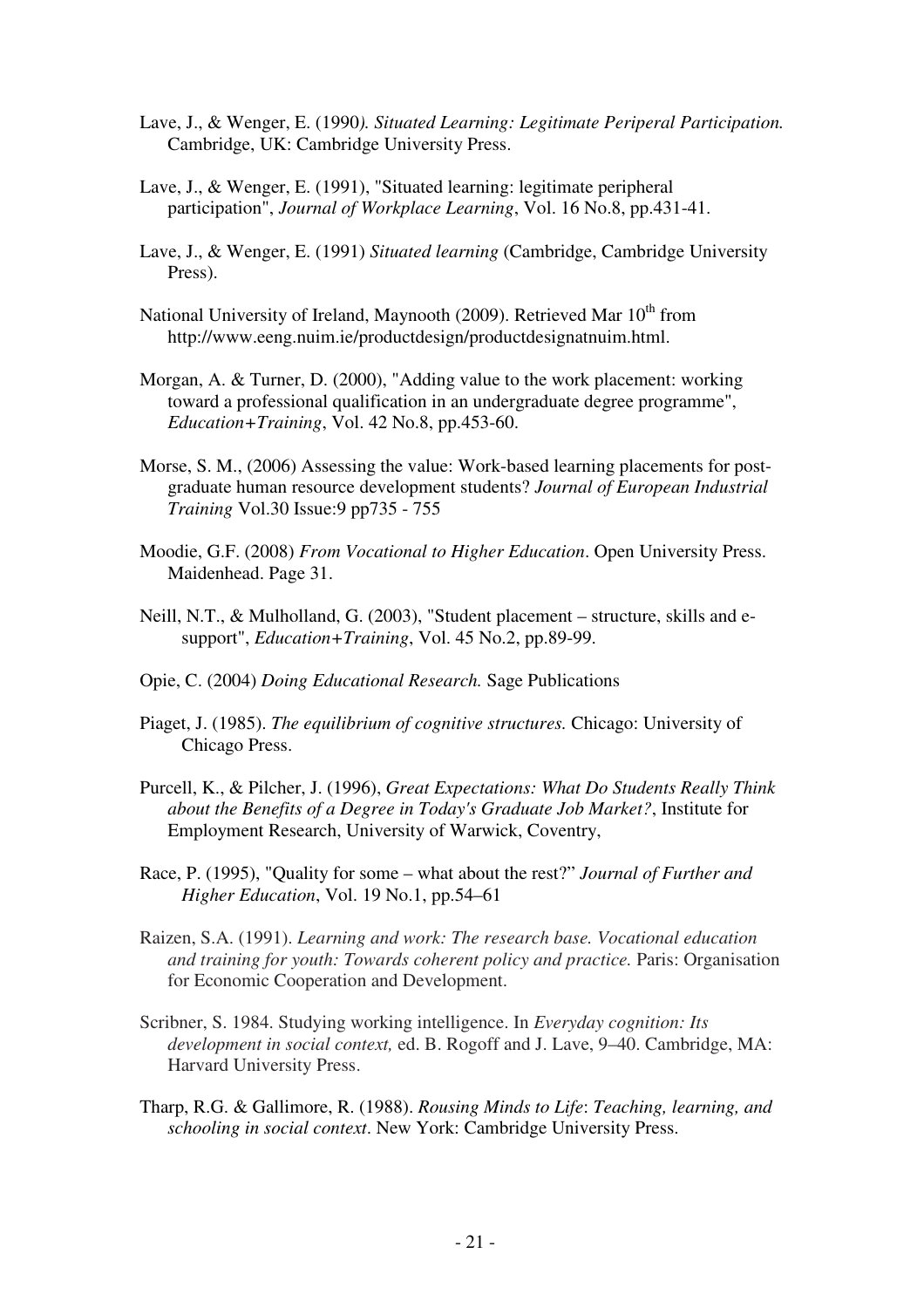Lave, J., & Wenger, E. (1990*). Situated Learning: Legitimate Periperal Participation.* Cambridge, UK: Cambridge University Press.

Lave, J., & Wenger, E. (1991), "Situated learning: legitimate peripheral participation", *Journal of Workplace Learning*, Vol. 16 No.8, pp.431-41.

Lave, J., & Wenger, E. (1991) *Situated learning* (Cambridge, Cambridge University Press).

National University of Ireland, Maynooth (2009). Retrieved Mar 10th from http://www.eeng.nuim.ie/productdesign/productdesignatnuim.html.

Morgan, A. & Turner, D. (2000), "Adding value to the work placement: working toward a professional qualification in an undergraduate degree programme", *Education+Training*, Vol. 42 No.8, pp.453-60.

Morse, S. M., (2006) Assessing the value: Work-based learning placements for post-graduate human resource development students? *Journal of European Industrial Training* Vol.30 Issue:9 pp735 - 755

Moodie, G.F. (2008) *From Vocational to Higher Education*. Open University Press. Maidenhead. Page 31.

Neill, N.T., & Mulholland, G. (2003), "Student placement – structure, skills and e-support", *Education+Training*, Vol. 45 No.2, pp.89-99.

Opie, C. (2004) *Doing Educational Research.* Sage Publications

Piaget, J. (1985). *The equilibrium of cognitive structures.* Chicago: University of Chicago Press.

Purcell, K., & Pilcher, J. (1996), *Great Expectations: What Do Students Really Think about the Benefits of a Degree in Today's Graduate Job Market?*, Institute for Employment Research, University of Warwick, Coventry,

Race, P. (1995), "Quality for some – what about the rest?" *Journal of Further and Higher Education*, Vol. 19 No.1, pp.54–61

Raizen, S.A. (1991). *Learning and work: The research base. Vocational education and training for youth: Towards coherent policy and practice.* Paris: Organisation for Economic Cooperation and Development.

Scribner, S. 1984. Studying working intelligence. In *Everyday cognition: Its development in social context,* ed. B. Rogoff and J. Lave, 9–40. Cambridge, MA: Harvard University Press.

Tharp, R.G. & Gallimore, R. (1988). *Rousing Minds to Life*: *Teaching, learning, and schooling in social context*. New York: Cambridge University Press.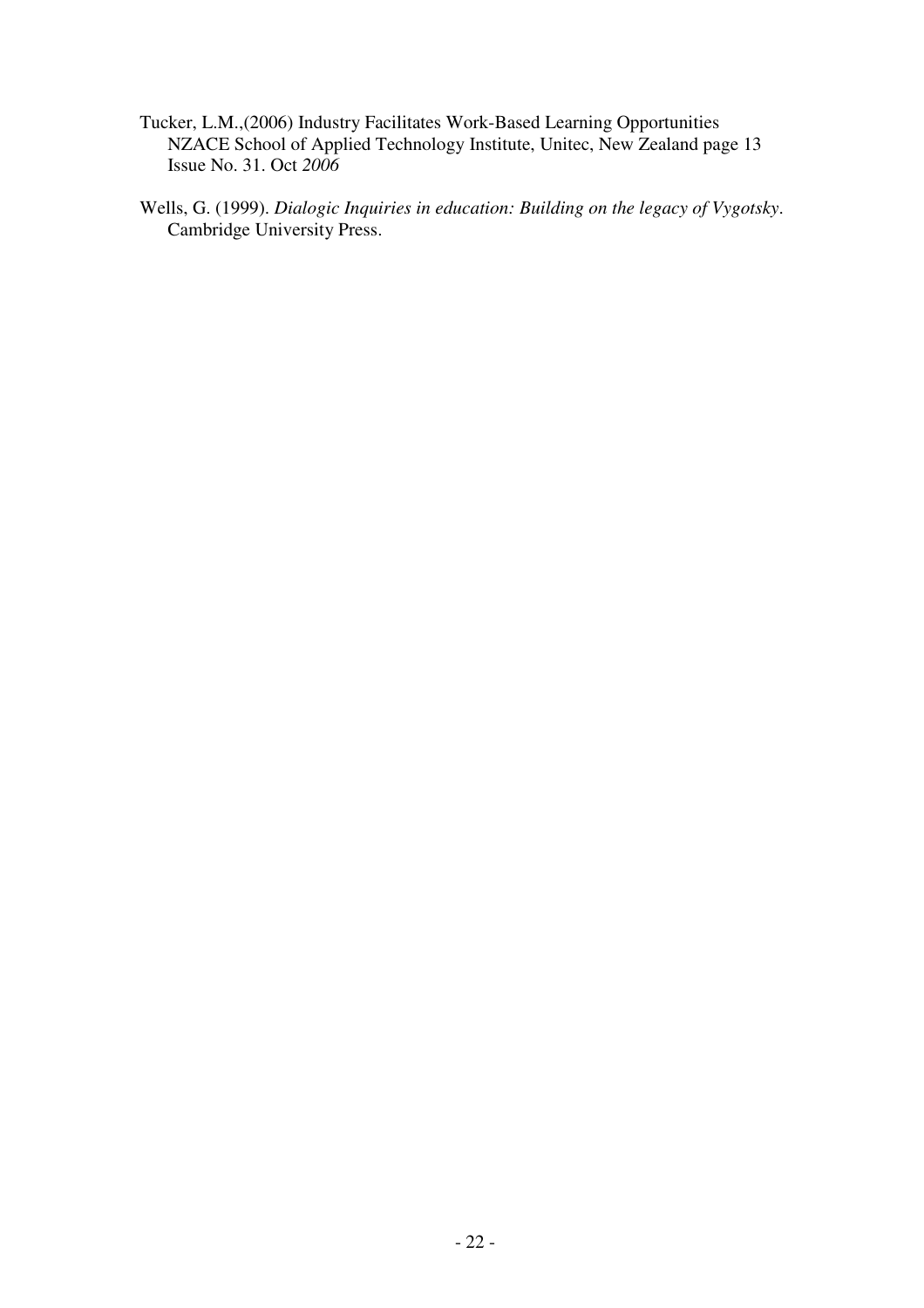Tucker, L.M.,(2006) Industry Facilitates Work-Based Learning Opportunities NZACE School of Applied Technology Institute, Unitec, New Zealand page 13 Issue No. 31. Oct *2006*

Wells, G. (1999). *Dialogic Inquiries in education: Building on the legacy of Vygotsky*. Cambridge University Press.